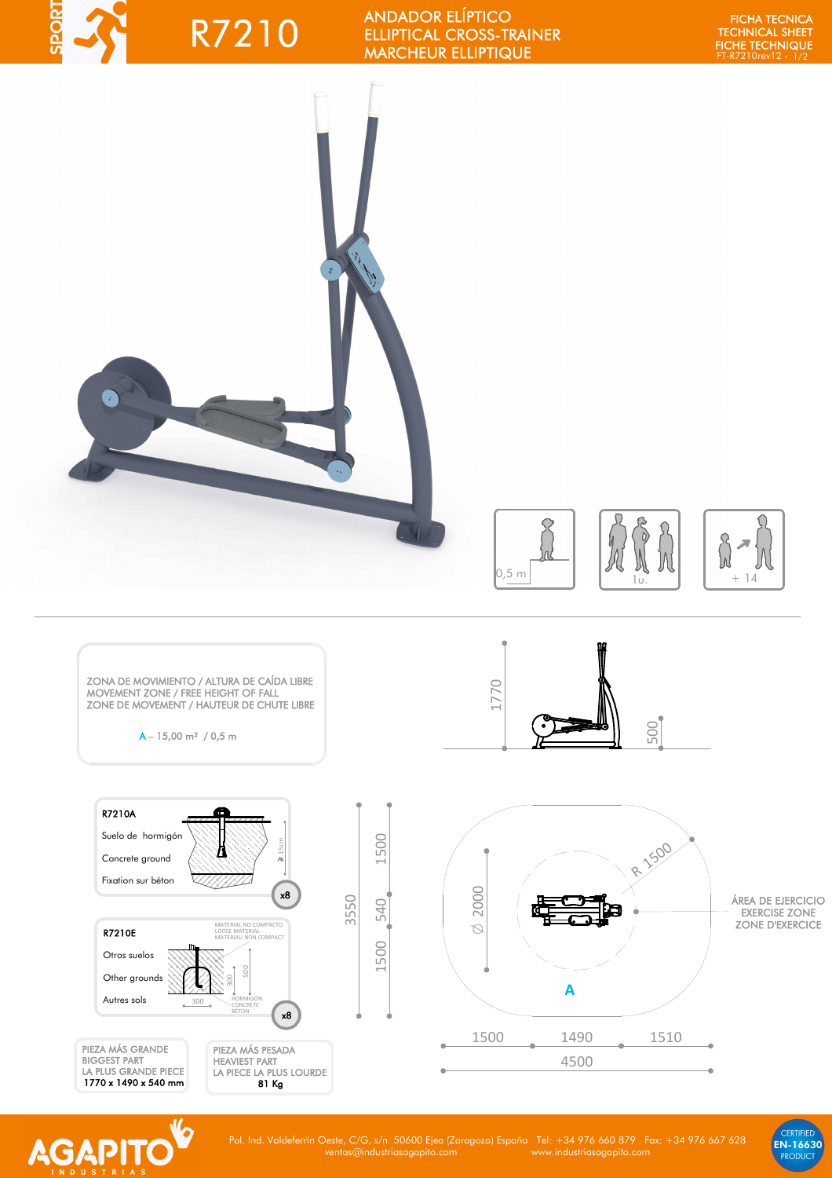# R7210

## ANDADOR ELÍPTICO
## ELLIPTICAL CROSS-TRAINER
## MARCHEUR ELLIPTIQUE

FICHA TECNICA
TECHNICAL SHEET
FICHE TECHNIQUE
FT-R7210rev12 - 1/2

0,5 m

1u.

+ 14

ZONA DE MOVIMIENTO / ALTURA DE CAÍDA LIBRE
MOVEMENT ZONE / FREE HEIGHT OF FALL
ZONE DE MOVEMENT / HAUTEUR DE CHUTE LIBRE

A – 15,00 m² / 0,5 m

1770

500

**R7210A**

Suelo de hormigón

Concrete ground

Fixation sur béton

15cm

x8

**R7210E**

Otros suelos

Other grounds

Autres sols

MATERIAL NO COMPACTO
LOOSE MATERIAL
MATÉRIAU NON COMPACT

300

500

300

HORMIGÓN
CONCRETE
BÉTON

x8

3550

1500

540

1500

Ø 2000

R 1500

A

ÁREA DE EJERCICIO
EXERCISE ZONE
ZONE D'EXERCICE

1500 | 1490 | 1510

4500

PIEZA MÁS GRANDE
BIGGEST PART
LA PLUS GRANDE PIECE
**1770 x 1490 x 540 mm**

PIEZA MÁS PESADA
HEAVIEST PART
LA PIECE LA PLUS LOURDE
**81 Kg**

AGAPITO INDUSTRIAS

Pol. Ind. Valdeferrín Oeste, C/G, s/n 50600 Ejea (Zaragoza) España Tel: +34 976 660 879 Fax: +34 976 667 628
ventas@industriasagapito.com www.industriasagapito.com

CERTIFIED EN-16630 PRODUCT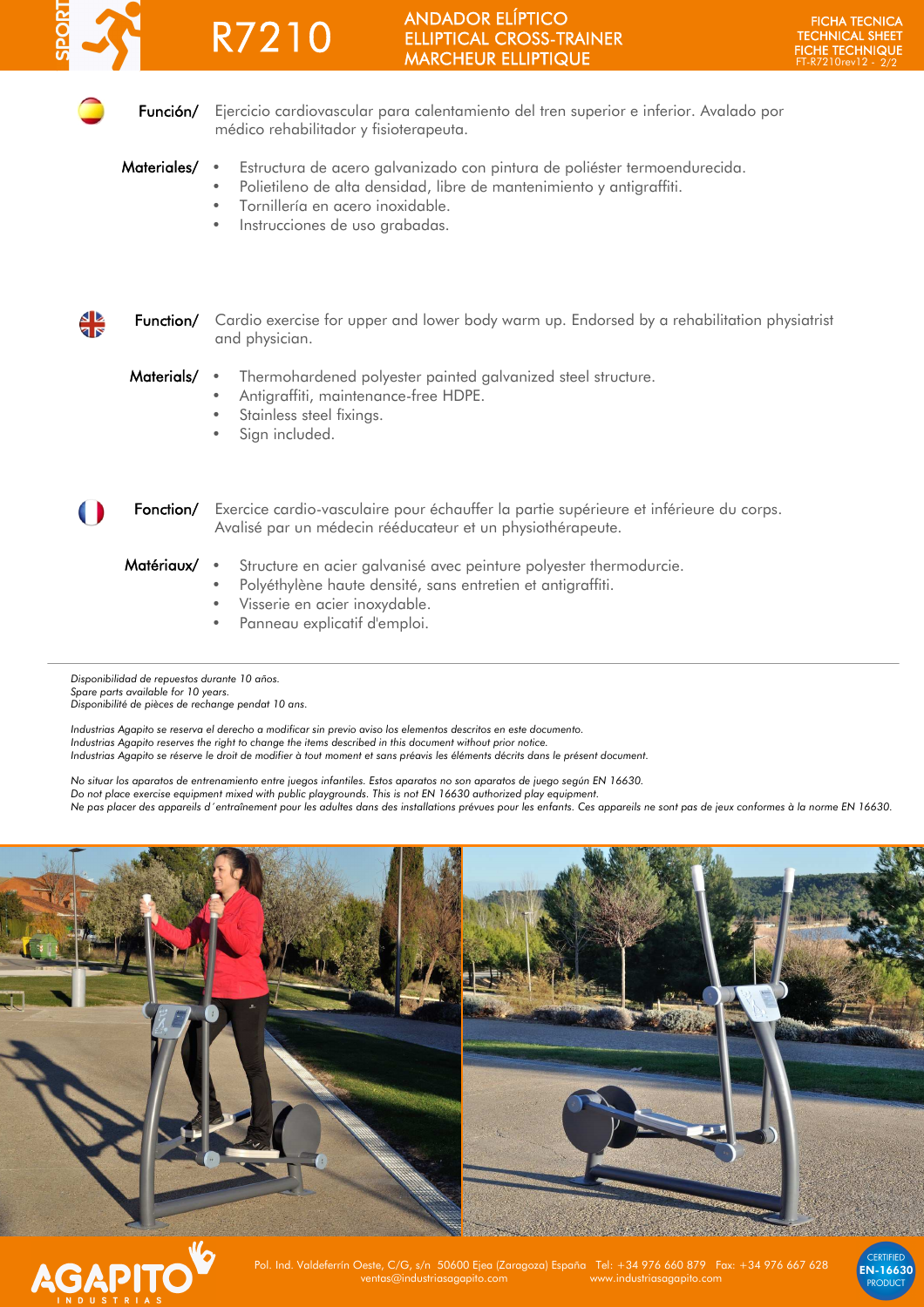# R7210

## ANDADOR ELÍPTICO
## ELLIPTICAL CROSS-TRAINER
## MARCHEUR ELLIPTIQUE

FICHA TECNICA
TECHNICAL SHEET
FICHE TECHNIQUE
FT-R7210rev12 - 2/2

**Función/** Ejercicio cardiovascular para calentamiento del tren superior e inferior. Avalado por médico rehabilitador y fisioterapeuta.

**Materiales/**

- Estructura de acero galvanizado con pintura de poliéster termoendurecida.
- Polietileno de alta densidad, libre de mantenimiento y antigraffiti.
- Tornillería en acero inoxidable.
- Instrucciones de uso grabadas.

**Function/** Cardio exercise for upper and lower body warm up. Endorsed by a rehabilitation physiatrist and physician.

**Materials/**

- Thermohardened polyester painted galvanized steel structure.
- Antigraffiti, maintenance-free HDPE.
- Stainless steel fixings.
- Sign included.

**Fonction/** Exercice cardio-vasculaire pour échauffer la partie supérieure et inférieure du corps. Avalisé par un médecin rééducateur et un physiothérapeute.

**Matériaux/**

- Structure en acier galvanisé avec peinture polyester thermodurcie.
- Polyéthylène haute densité, sans entretien et antigraffiti.
- Visserie en acier inoxydable.
- Panneau explicatif d'emploi.

*Disponibilidad de repuestos durante 10 años.*
*Spare parts available for 10 years.*
*Disponibilité de pièces de rechange pendat 10 ans.*

*Industrias Agapito se reserva el derecho a modificar sin previo aviso los elementos descritos en este documento.*
*Industrias Agapito reserves the right to change the items described in this document without prior notice.*
*Industrias Agapito se réserve le droit de modifier à tout moment et sans préavis les éléments décrits dans le présent document.*

*No situar los aparatos de entrenamiento entre juegos infantiles. Estos aparatos no son aparatos de juego según EN 16630.*
*Do not place exercise equipment mixed with public playgrounds. This is not EN 16630 authorized play equipment.*
*Ne pas placer des appareils d´entraînement pour les adultes dans des installations prévues pour les enfants. Ces appareils ne sont pas de jeux conformes à la norme EN 16630.*

AGAPITO INDUSTRIAS

Pol. Ind. Valdeferrín Oeste, C/G, s/n 50600 Ejea (Zaragoza) España Tel: +34 976 660 879 Fax: +34 976 667 628
ventas@industriasagapito.com www.industriasagapito.com

CERTIFIED EN-16630 PRODUCT